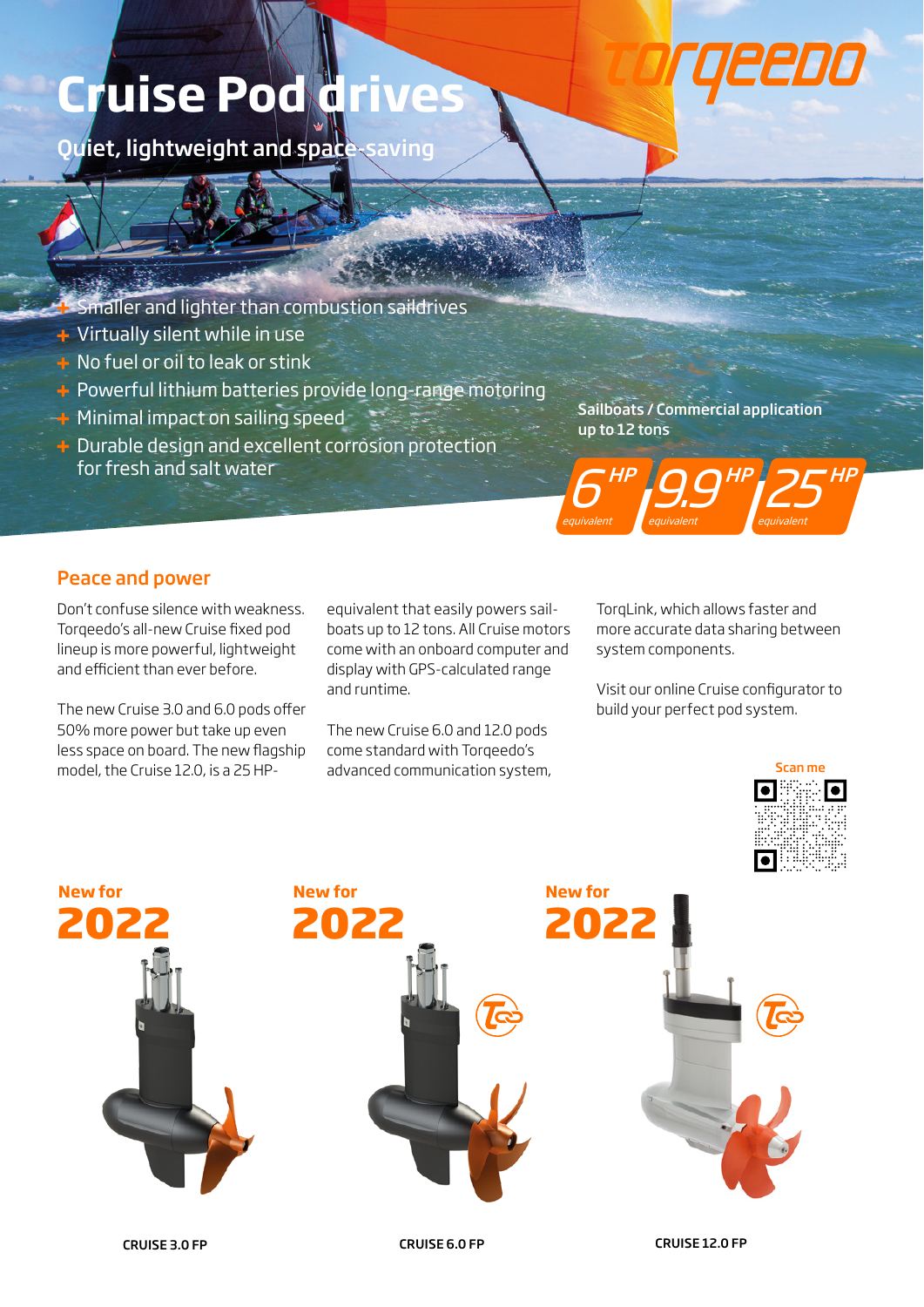# Cruise Pod drives

Quiet, lightweight and space-saving

- Smaller and lighter than combustion saildrives
- Virtually silent while in use
- No fuel or oil to leak or stink
- Powerful lithium batteries provide long-range motoring
- Minimal impact on sailing speed
- Durable design and excellent corrosion protection for fresh and salt water

**Sailboats / Commercial application up to 12 tons**

6 HP equivalent | 9.9 HP equivalent | 25 HP equivalent

## Peace and power

Don't confuse silence with weakness. Torqeedo's all-new Cruise fixed pod lineup is more powerful, lightweight and efficient than ever before.

The new Cruise 3.0 and 6.0 pods offer 50% more power but take up even less space on board. The new flagship model, the Cruise 12.0, is a 25 HP-equivalent that easily powers sailboats up to 12 tons. All Cruise motors come with an onboard computer and display with GPS-calculated range and runtime.

The new Cruise 6.0 and 12.0 pods come standard with Torqeedo's advanced communication system, TorqLink, which allows faster and more accurate data sharing between system components.

Visit our online Cruise configurator to build your perfect pod system.

Scan me

**New for 2022**

CRUISE 3.0 FP

**New for 2022**

CRUISE 6.0 FP

**New for 2022**

CRUISE 12.0 FP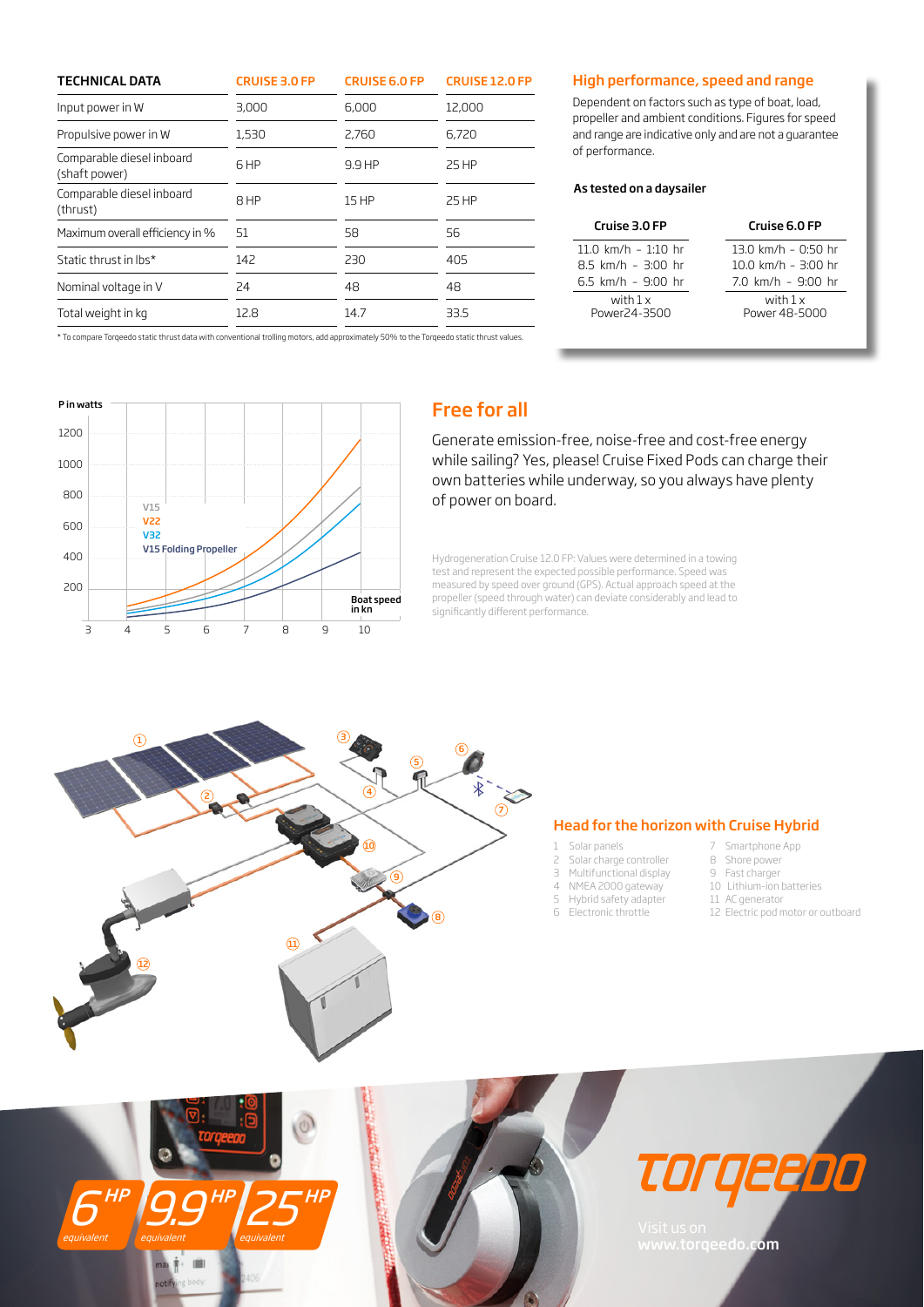| TECHNICAL DATA | CRUISE 3.0 FP | CRUISE 6.0 FP | CRUISE 12.0 FP |
|---|---|---|---|
| Input power in W | 3,000 | 6,000 | 12,000 |
| Propulsive power in W | 1,530 | 2,760 | 6,720 |
| Comparable diesel inboard (shaft power) | 6 HP | 9.9 HP | 25 HP |
| Comparable diesel inboard (thrust) | 8 HP | 15 HP | 25 HP |
| Maximum overall efficiency in % | 51 | 58 | 56 |
| Static thrust in lbs* | 142 | 230 | 405 |
| Nominal voltage in V | 24 | 48 | 48 |
| Total weight in kg | 12.8 | 14.7 | 33.5 |

* To compare Torqeedo static thrust data with conventional trolling motors, add approximately 50% to the Torqeedo static thrust values.

## High performance, speed and range

Dependent on factors such as type of boat, load, propeller and ambient conditions. Figures for speed and range are indicative only and are not a guarantee of performance.

**As tested on a daysailer**

| Cruise 3.0 FP | Cruise 6.0 FP |
|---|---|
| 11.0 km/h - 1:10 hr | 13.0 km/h - 0:50 hr |
| 8.5 km/h - 3:00 hr | 10.0 km/h - 3:00 hr |
| 6.5 km/h - 9:00 hr | 7.0 km/h - 9:00 hr |
| with 1 x Power24-3500 | with 1 x Power 48-5000 |

P in watts

1200
1000
800
600
400
200

3 4 5 6 7 8 9 10

V15
V22
V32
V15 Folding Propeller

Boat speed in kn

## Free for all

Generate emission-free, noise-free and cost-free energy while sailing? Yes, please! Cruise Fixed Pods can charge their own batteries while underway, so you always have plenty of power on board.

Hydrogeneration Cruise 12.0 FP: Values were determined in a towing test and represent the expected possible performance. Speed was measured by speed over ground (GPS). Actual approach speed at the propeller (speed through water) can deviate considerably and lead to significantly different performance.

## Head for the horizon with Cruise Hybrid

1. Solar panels
2. Solar charge controller
3. Multifunctional display
4. NMEA 2000 gateway
5. Hybrid safety adapter
6. Electronic throttle
7. Smartphone App
8. Shore power
9. Fast charger
10. Lithium-ion batteries
11. AC generator
12. Electric pod motor or outboard

6 HP equivalent

9.9 HP equivalent

25 HP equivalent

torqeedo

Visit us on
www.torqeedo.com